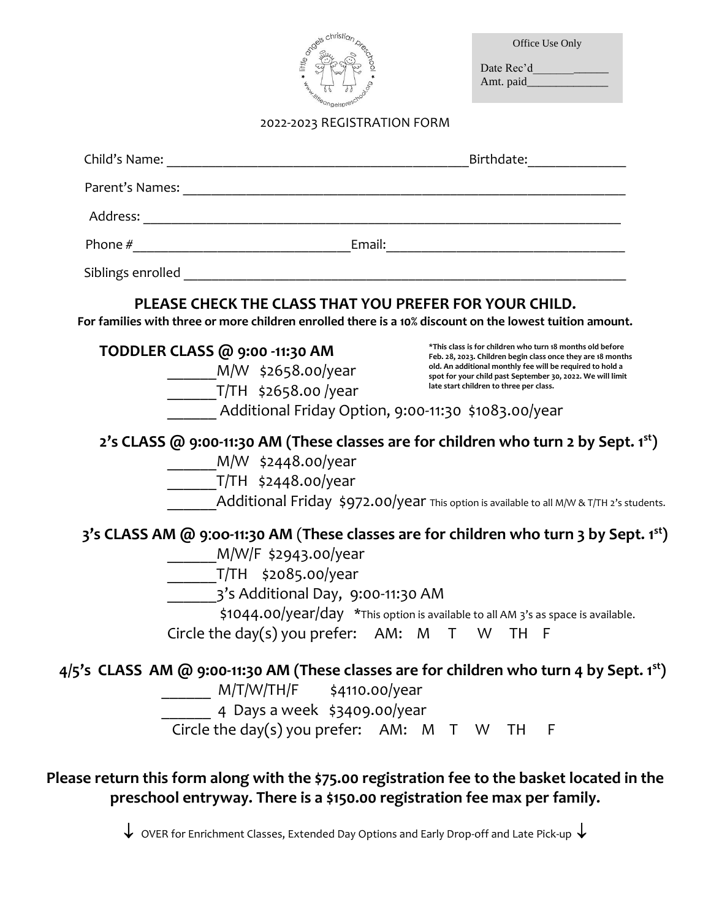Office Use Only

Date Rec'd_____________

Amt. paid_____________

2022-2023 REGISTRATION FORM

Child's Name: ___________________________________________Birthdate:_____________

Parent's Names: ___________________________________________________________

Address: _________________________________________________________________

Phone #_____________________________Email:_________________________________

Siblings enrolled ___________________________________________________________

## PLEASE CHECK THE CLASS THAT YOU PREFER FOR YOUR CHILD.

**For families with three or more children enrolled there is a 10% discount on the lowest tuition amount.**

### TODDLER CLASS @ 9:00 -11:30 AM

**\*This class is for children who turn 18 months old before Feb. 28, 2023. Children begin class once they are 18 months old. An additional monthly fee will be required to hold a spot for your child past September 30, 2022. We will limit late start children to three per class.**

______M/W  $2658.00/year

______T/TH  $2658.00 /year

______ Additional Friday Option, 9:00-11:30  $1083.00/year

### 2's CLASS @ 9:00-11:30 AM (These classes are for children who turn 2 by Sept. 1st)

______M/W  $2448.00/year

______T/TH  $2448.00/year

______Additional Friday  $972.00/year This option is available to all M/W & T/TH 2's students.

### 3's CLASS AM @ 9:00-11:30 AM (These classes are for children who turn 3 by Sept. 1st)

______M/W/F  $2943.00/year

______T/TH   $2085.00/year

______3's Additional Day, 9:00-11:30 AM

$1044.00/year/day  \*This option is available to all AM 3's as space is available.

Circle the day(s) you prefer:   AM:  M  T  W  TH  F

### 4/5's CLASS AM @ 9:00-11:30 AM (These classes are for children who turn 4 by Sept. 1st)

______ M/T/W/TH/F    $4110.00/year

______ 4 Days a week  $3409.00/year

Circle the day(s) you prefer:   AM:  M  T  W  TH  F

**Please return this form along with the $75.00 registration fee to the basket located in the preschool entryway. There is a $150.00 registration fee max per family.**

↓ OVER for Enrichment Classes, Extended Day Options and Early Drop-off and Late Pick-up ↓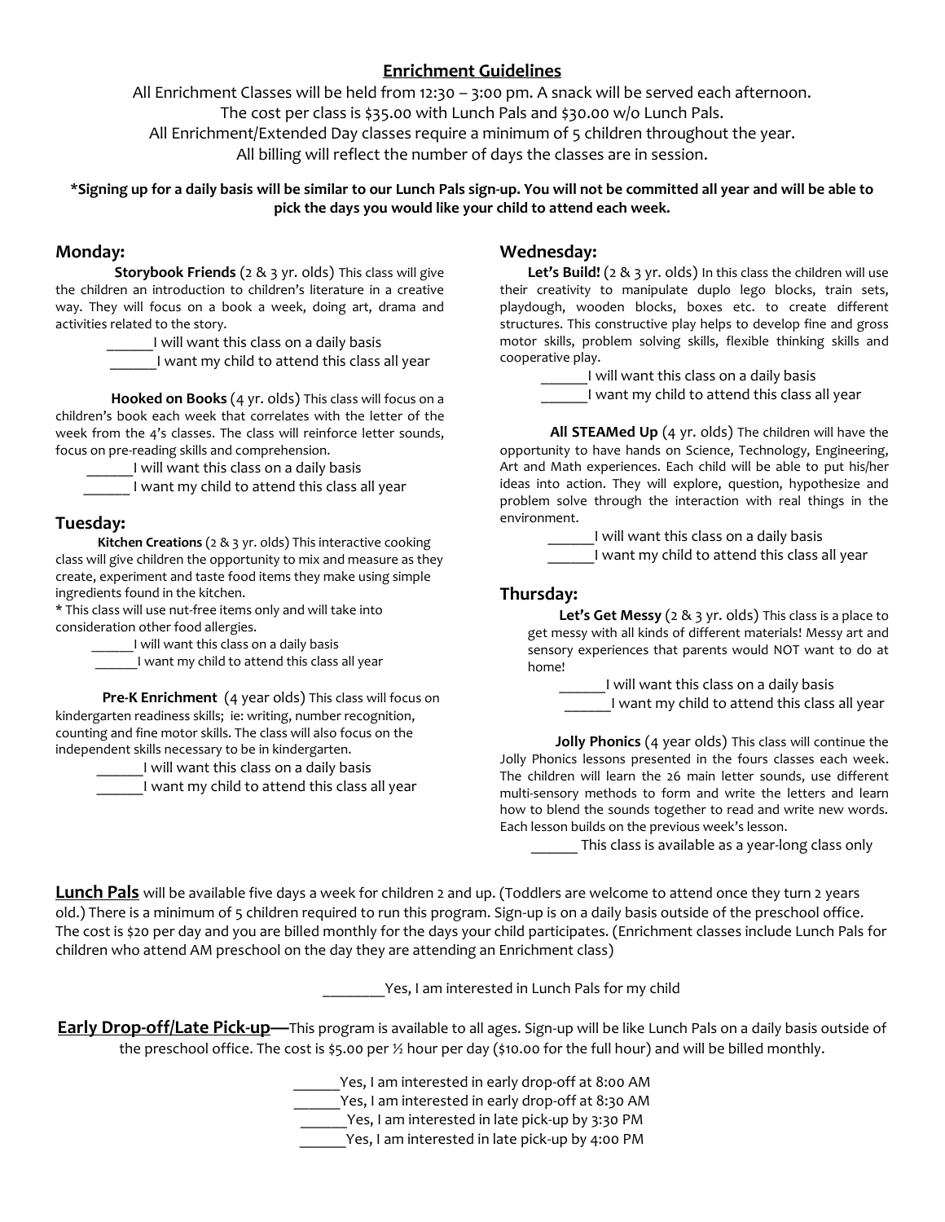## Enrichment Guidelines

All Enrichment Classes will be held from 12:30 – 3:00 pm. A snack will be served each afternoon.
The cost per class is $35.00 with Lunch Pals and $30.00 w/o Lunch Pals.
All Enrichment/Extended Day classes require a minimum of 5 children throughout the year.
All billing will reflect the number of days the classes are in session.

**\*Signing up for a daily basis will be similar to our Lunch Pals sign-up. You will not be committed all year and will be able to pick the days you would like your child to attend each week.**

### Monday:

**Storybook Friends** (2 & 3 yr. olds) This class will give the children an introduction to children's literature in a creative way. They will focus on a book a week, doing art, drama and activities related to the story.

______I will want this class on a daily basis
______I want my child to attend this class all year

**Hooked on Books** (4 yr. olds) This class will focus on a children's book each week that correlates with the letter of the week from the 4's classes. The class will reinforce letter sounds, focus on pre-reading skills and comprehension.

______I will want this class on a daily basis
______ I want my child to attend this class all year

### Tuesday:

**Kitchen Creations** (2 & 3 yr. olds) This interactive cooking class will give children the opportunity to mix and measure as they create, experiment and taste food items they make using simple ingredients found in the kitchen.
\* This class will use nut-free items only and will take into consideration other food allergies.

______I will want this class on a daily basis
______I want my child to attend this class all year

**Pre-K Enrichment** (4 year olds) This class will focus on kindergarten readiness skills; ie: writing, number recognition, counting and fine motor skills. The class will also focus on the independent skills necessary to be in kindergarten.

______I will want this class on a daily basis
______I want my child to attend this class all year

### Wednesday:

**Let's Build!** (2 & 3 yr. olds) In this class the children will use their creativity to manipulate duplo lego blocks, train sets, playdough, wooden blocks, boxes etc. to create different structures. This constructive play helps to develop fine and gross motor skills, problem solving skills, flexible thinking skills and cooperative play.

______I will want this class on a daily basis
______I want my child to attend this class all year

**All STEAMed Up** (4 yr. olds) The children will have the opportunity to have hands on Science, Technology, Engineering, Art and Math experiences. Each child will be able to put his/her ideas into action. They will explore, question, hypothesize and problem solve through the interaction with real things in the environment.

______I will want this class on a daily basis
______I want my child to attend this class all year

### Thursday:

**Let's Get Messy** (2 & 3 yr. olds) This class is a place to get messy with all kinds of different materials! Messy art and sensory experiences that parents would NOT want to do at home!

______I will want this class on a daily basis
______I want my child to attend this class all year

**Jolly Phonics** (4 year olds) This class will continue the Jolly Phonics lessons presented in the fours classes each week. The children will learn the 26 main letter sounds, use different multi-sensory methods to form and write the letters and learn how to blend the sounds together to read and write new words. Each lesson builds on the previous week's lesson.

______ This class is available as a year-long class only

**Lunch Pals** will be available five days a week for children 2 and up. (Toddlers are welcome to attend once they turn 2 years old.) There is a minimum of 5 children required to run this program. Sign-up is on a daily basis outside of the preschool office. The cost is $20 per day and you are billed monthly for the days your child participates. (Enrichment classes include Lunch Pals for children who attend AM preschool on the day they are attending an Enrichment class)

________Yes, I am interested in Lunch Pals for my child

**Early Drop-off/Late Pick-up**—This program is available to all ages. Sign-up will be like Lunch Pals on a daily basis outside of the preschool office. The cost is $5.00 per ½ hour per day ($10.00 for the full hour) and will be billed monthly.

______Yes, I am interested in early drop-off at 8:00 AM
______Yes, I am interested in early drop-off at 8:30 AM
______Yes, I am interested in late pick-up by 3:30 PM
______Yes, I am interested in late pick-up by 4:00 PM